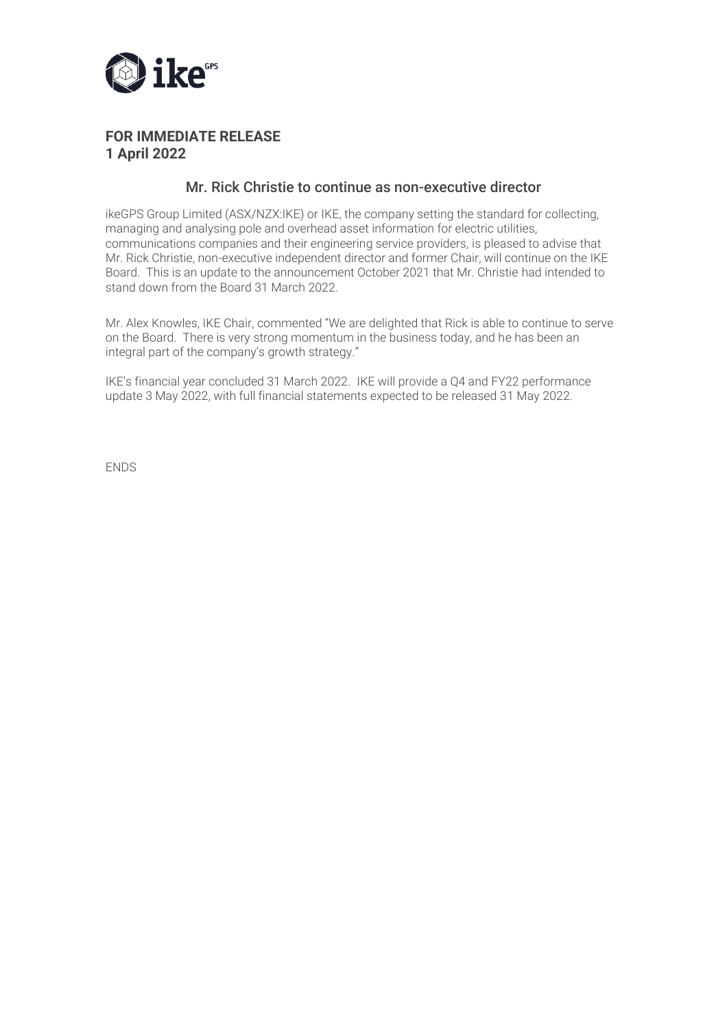**FOR IMMEDIATE RELEASE**
**1 April 2022**

## Mr. Rick Christie to continue as non-executive director

ikeGPS Group Limited (ASX/NZX:IKE) or IKE, the company setting the standard for collecting, managing and analysing pole and overhead asset information for electric utilities, communications companies and their engineering service providers, is pleased to advise that Mr. Rick Christie, non-executive independent director and former Chair, will continue on the IKE Board. This is an update to the announcement October 2021 that Mr. Christie had intended to stand down from the Board 31 March 2022.

Mr. Alex Knowles, IKE Chair, commented "We are delighted that Rick is able to continue to serve on the Board. There is very strong momentum in the business today, and he has been an integral part of the company's growth strategy."

IKE's financial year concluded 31 March 2022. IKE will provide a Q4 and FY22 performance update 3 May 2022, with full financial statements expected to be released 31 May 2022.

ENDS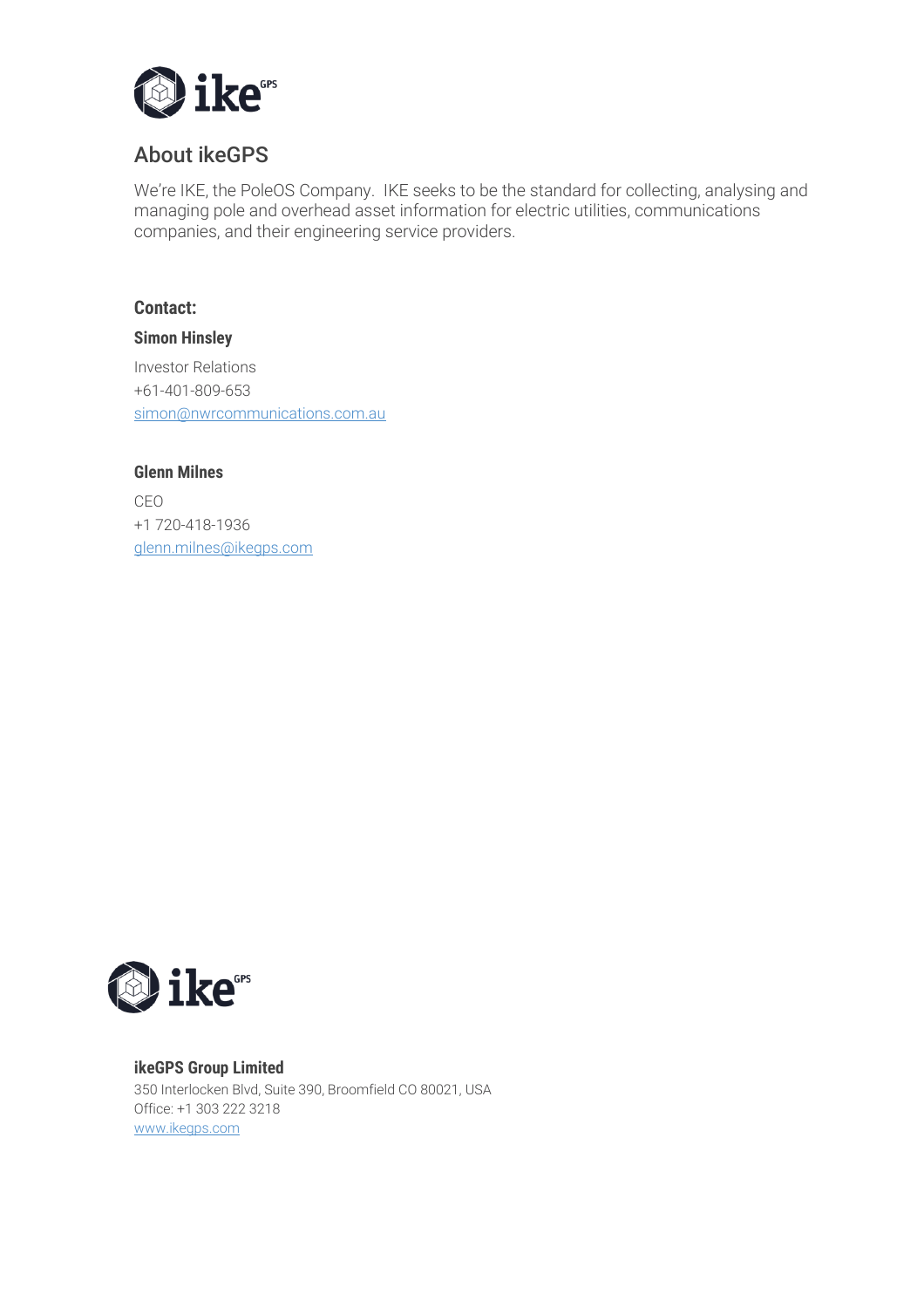## About ikeGPS

We're IKE, the PoleOS Company.  IKE seeks to be the standard for collecting, analysing and managing pole and overhead asset information for electric utilities, communications companies, and their engineering service providers.

**Contact:**

**Simon Hinsley**

Investor Relations
+61-401-809-653
simon@nwrcommunications.com.au

**Glenn Milnes**

CEO
+1 720-418-1936
glenn.milnes@ikegps.com

**ikeGPS Group Limited**
350 Interlocken Blvd, Suite 390, Broomfield CO 80021, USA
Office: +1 303 222 3218
www.ikegps.com